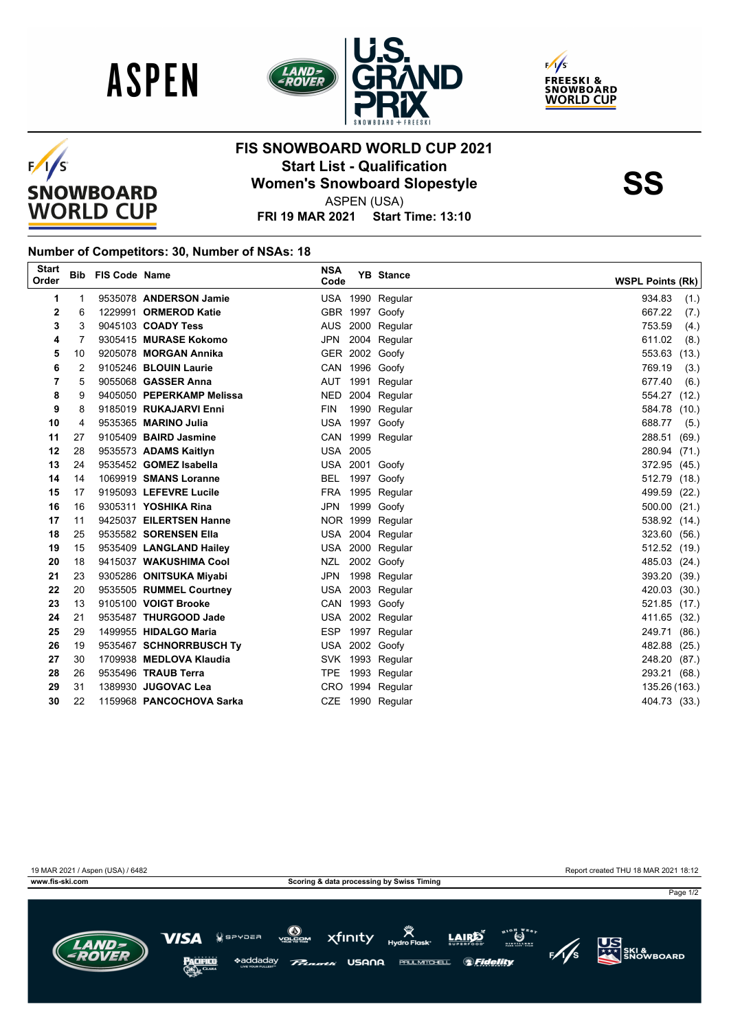# FIS SNOWBOARD WORLD CUP 2021

## Start List - Qualification

## Women's Snowboard Slopestyle

ASPEN (USA)

**FRI 19 MAR 2021 Start Time: 13:10**

**SS**

### Number of Competitors: 30, Number of NSAs: 18

| Start Order | Bib | FIS Code | Name | NSA Code | YB | Stance | WSPL Points (Rk) |
|---|---|---|---|---|---|---|---|
| 1 | 1 | 9535078 | **ANDERSON Jamie** | USA | 1990 | Regular | 934.83 (1.) |
| 2 | 6 | 1229991 | **ORMEROD Katie** | GBR | 1997 | Goofy | 667.22 (7.) |
| 3 | 3 | 9045103 | **COADY Tess** | AUS | 2000 | Regular | 753.59 (4.) |
| 4 | 7 | 9305415 | **MURASE Kokomo** | JPN | 2004 | Regular | 611.02 (8.) |
| 5 | 10 | 9205078 | **MORGAN Annika** | GER | 2002 | Goofy | 553.63 (13.) |
| 6 | 2 | 9105246 | **BLOUIN Laurie** | CAN | 1996 | Goofy | 769.19 (3.) |
| 7 | 5 | 9055068 | **GASSER Anna** | AUT | 1991 | Regular | 677.40 (6.) |
| 8 | 9 | 9405050 | **PEPERKAMP Melissa** | NED | 2004 | Regular | 554.27 (12.) |
| 9 | 8 | 9185019 | **RUKAJARVI Enni** | FIN | 1990 | Regular | 584.78 (10.) |
| 10 | 4 | 9535365 | **MARINO Julia** | USA | 1997 | Goofy | 688.77 (5.) |
| 11 | 27 | 9105409 | **BAIRD Jasmine** | CAN | 1999 | Regular | 288.51 (69.) |
| 12 | 28 | 9535573 | **ADAMS Kaitlyn** | USA | 2005 | | 280.94 (71.) |
| 13 | 24 | 9535452 | **GOMEZ Isabella** | USA | 2001 | Goofy | 372.95 (45.) |
| 14 | 14 | 1069919 | **SMANS Loranne** | BEL | 1997 | Goofy | 512.79 (18.) |
| 15 | 17 | 9195093 | **LEFEVRE Lucile** | FRA | 1995 | Regular | 499.59 (22.) |
| 16 | 16 | 9305311 | **YOSHIKA Rina** | JPN | 1999 | Goofy | 500.00 (21.) |
| 17 | 11 | 9425037 | **EILERTSEN Hanne** | NOR | 1999 | Regular | 538.92 (14.) |
| 18 | 25 | 9535582 | **SORENSEN Ella** | USA | 2004 | Regular | 323.60 (56.) |
| 19 | 15 | 9535409 | **LANGLAND Hailey** | USA | 2000 | Regular | 512.52 (19.) |
| 20 | 18 | 9415037 | **WAKUSHIMA Cool** | NZL | 2002 | Goofy | 485.03 (24.) |
| 21 | 23 | 9305286 | **ONITSUKA Miyabi** | JPN | 1998 | Regular | 393.20 (39.) |
| 22 | 20 | 9535505 | **RUMMEL Courtney** | USA | 2003 | Regular | 420.03 (30.) |
| 23 | 13 | 9105100 | **VOIGT Brooke** | CAN | 1993 | Goofy | 521.85 (17.) |
| 24 | 21 | 9535487 | **THURGOOD Jade** | USA | 2002 | Regular | 411.65 (32.) |
| 25 | 29 | 1499955 | **HIDALGO Maria** | ESP | 1997 | Regular | 249.71 (86.) |
| 26 | 19 | 9535467 | **SCHNORRBUSCH Ty** | USA | 2002 | Goofy | 482.88 (25.) |
| 27 | 30 | 1709938 | **MEDLOVA Klaudia** | SVK | 1993 | Regular | 248.20 (87.) |
| 28 | 26 | 9535496 | **TRAUB Terra** | TPE | 1993 | Regular | 293.21 (68.) |
| 29 | 31 | 1389930 | **JUGOVAC Lea** | CRO | 1994 | Regular | 135.26 (163.) |
| 30 | 22 | 1159968 | **PANCOCHOVA Sarka** | CZE | 1990 | Regular | 404.73 (33.) |

19 MAR 2021 / Aspen (USA) / 6482 — Report created THU 18 MAR 2021 18:12

www.fis-ski.com — Scoring & data processing by Swiss Timing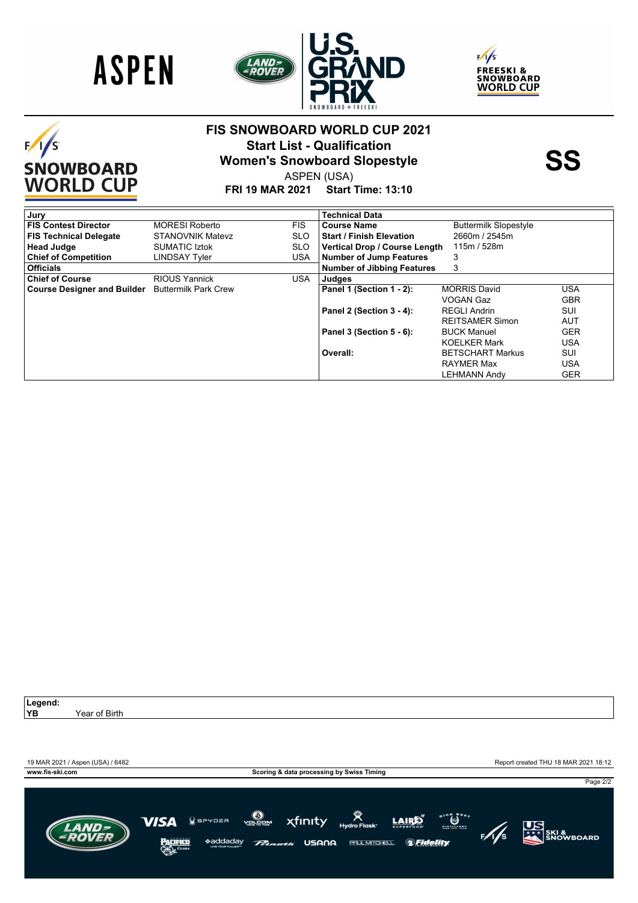# FIS SNOWBOARD WORLD CUP 2021

## Start List - Qualification

## Women's Snowboard Slopestyle

**SS**

ASPEN (USA)

**FRI 19 MAR 2021 Start Time: 13:10**

| Jury | | |
|---|---|---|
| **FIS Contest Director** | MORESI Roberto | FIS |
| **FIS Technical Delegate** | STANOVNIK Matevz | SLO |
| **Head Judge** | SUMATIC Iztok | SLO |
| **Chief of Competition** | LINDSAY Tyler | USA |
| **Officials** | | |
| **Chief of Course** | RIOUS Yannick | USA |
| **Course Designer and Builder** | Buttermilk Park Crew | |

| Technical Data | |
|---|---|
| **Course Name** | Buttermilk Slopestyle |
| **Start / Finish Elevation** | 2660m / 2545m |
| **Vertical Drop / Course Length** | 115m / 528m |
| **Number of Jump Features** | 3 |
| **Number of Jibbing Features** | 3 |

| Judges | | |
|---|---|---|
| **Panel 1 (Section 1 - 2):** | MORRIS David | USA |
| | VOGAN Gaz | GBR |
| **Panel 2 (Section 3 - 4):** | REGLI Andrin | SUI |
| | REITSAMER Simon | AUT |
| **Panel 3 (Section 5 - 6):** | BUCK Manuel | GER |
| | KOELKER Mark | USA |
| **Overall:** | BETSCHART Markus | SUI |
| | RAYMER Max | USA |
| | LEHMANN Andy | GER |

**Legend:**
**YB** Year of Birth

19 MAR 2021 / Aspen (USA) / 6482

Report created THU 18 MAR 2021 18:12

www.fis-ski.com

Scoring & data processing by Swiss Timing